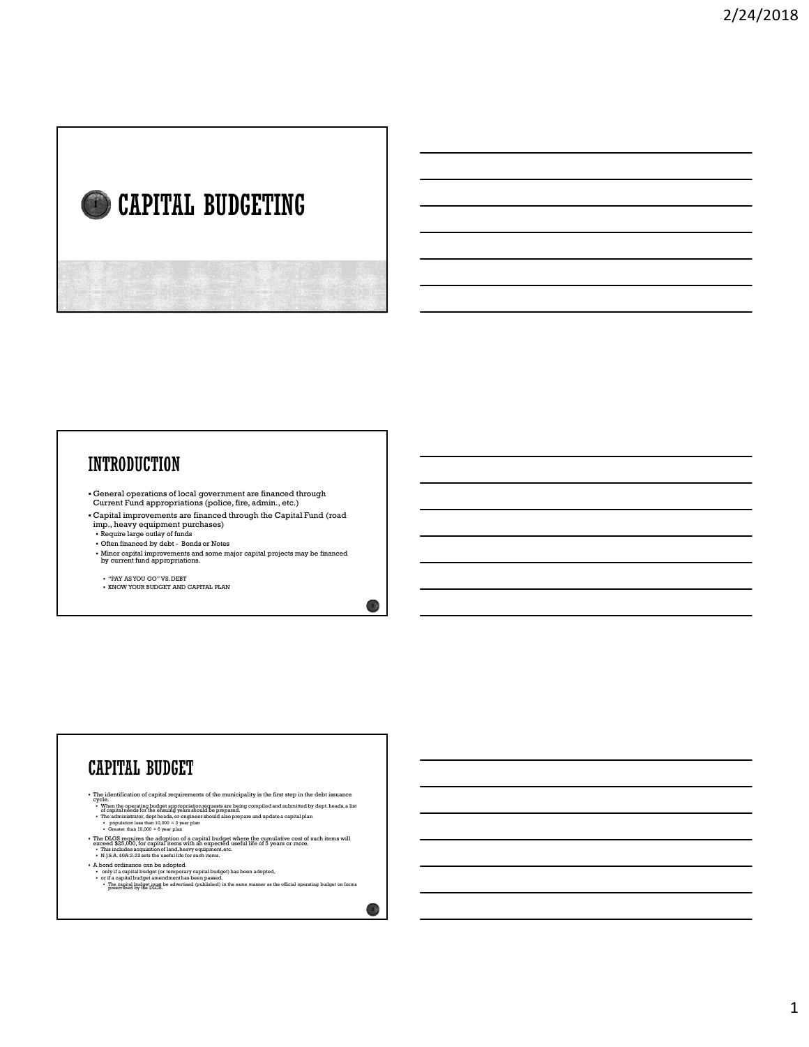# CAPITAL BUDGETING

## INTRODUCTION

- General operations of local government are financed through Current Fund appropriations (police, fire, admin., etc.)
- Capital improvements are financed through the Capital Fund (road imp., heavy equipment purchases)
  - Require large outlay of funds
  - Often financed by debt - Bonds or Notes
  - Minor capital improvements and some major capital projects may be financed by current fund appropriations.

  - "PAY AS YOU GO" VS. DEBT
  - KNOW YOUR BUDGET AND CAPITAL PLAN

## CAPITAL BUDGET

- The identification of capital requirements of the municipality is the first step in the debt issuance cycle.
  - When the operating budget appropriation requests are being compiled and submitted by dept. heads, a list of capital needs for the ensuing years should be prepared.
  - The administrator, dept heads, or engineer should also prepare and update a capital plan
    - population less than 10,000 = 3 year plan
    - Greater than 10,000 = 6 year plan
- The DLGS requires the adoption of a capital budget where the cumulative cost of such items will exceed $25,000, for capital items with an expected useful life of 5 years or more.
  - This includes acquisition of land, heavy equipment, etc.
  - N.J.S.A. 40A:2-22 sets the useful life for such items.
- A bond ordinance can be adopted
  - only if a capital budget (or temporary capital budget) has been adopted,
  - or if a capital budget amendment has been passed.
    - The capital budget must be advertised (published) in the same manner as the official operating budget on forms prescribed by the DLGS.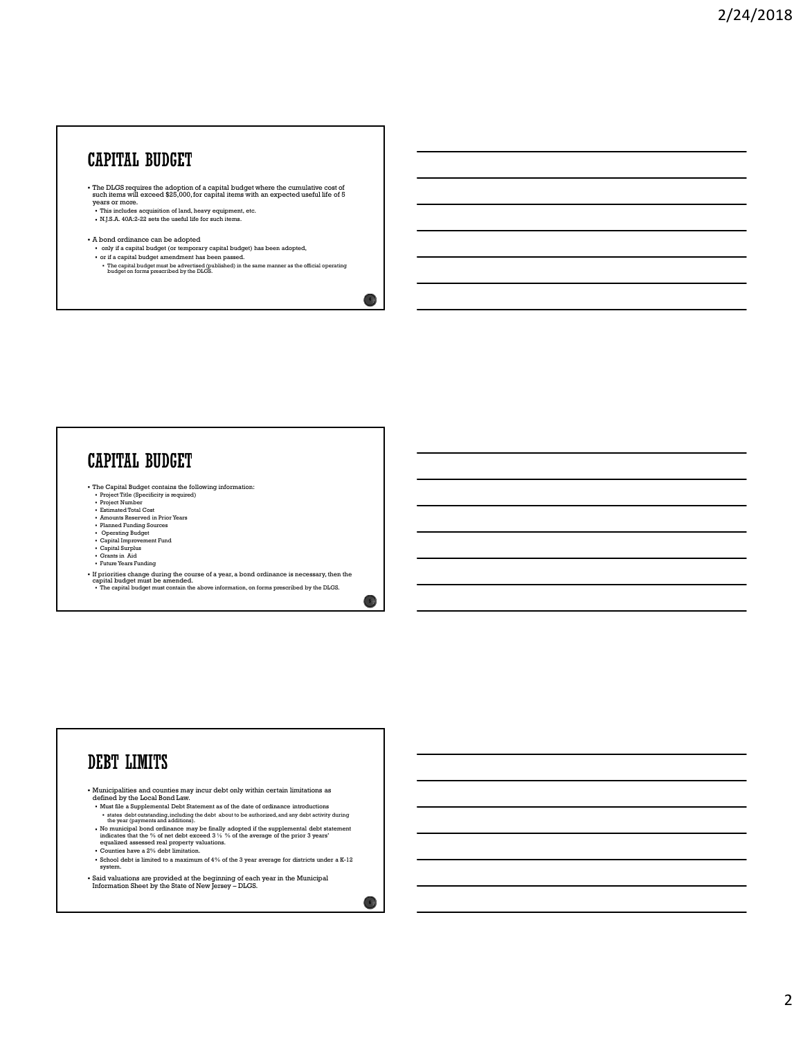# CAPITAL BUDGET

- The DLGS requires the adoption of a capital budget where the cumulative cost of such items will exceed $25,000, for capital items with an expected useful life of 5 years or more.
  - This includes acquisition of land, heavy equipment, etc.
  - N.J.S.A. 40A:2-22 sets the useful life for such items.
- A bond ordinance can be adopted
  - only if a capital budget (or temporary capital budget) has been adopted,
  - or if a capital budget amendment has been passed.
    - The capital budget must be advertised (published) in the same manner as the official operating budget on forms prescribed by the DLGS.

# CAPITAL BUDGET

- The Capital Budget contains the following information:
  - Project Title (Specificity is required)
  - Project Number
  - Estimated Total Cost
  - Amounts Reserved in Prior Years
  - Planned Funding Sources
  - Operating Budget
  - Capital Improvement Fund
  - Capital Surplus
  - Grants in Aid
  - Future Years Funding
- If priorities change during the course of a year, a bond ordinance is necessary, then the capital budget must be amended.
  - The capital budget must contain the above information, on forms prescribed by the DLGS.

# DEBT LIMITS

- Municipalities and counties may incur debt only within certain limitations as defined by the Local Bond Law.
  - Must file a Supplemental Debt Statement as of the date of ordinance introductions
    - states debt outstanding, including the debt about to be authorized, and any debt activity during the year (payments and additions).
  - No municipal bond ordinance may be finally adopted if the supplemental debt statement indicates that the % of net debt exceed 3 ½ % of the average of the prior 3 years' equalized assessed real property valuations.
  - Counties have a 2% debt limitation.
  - School debt is limited to a maximum of 4% of the 3 year average for districts under a K-12 system.
- Said valuations are provided at the beginning of each year in the Municipal Information Sheet by the State of New Jersey – DLGS.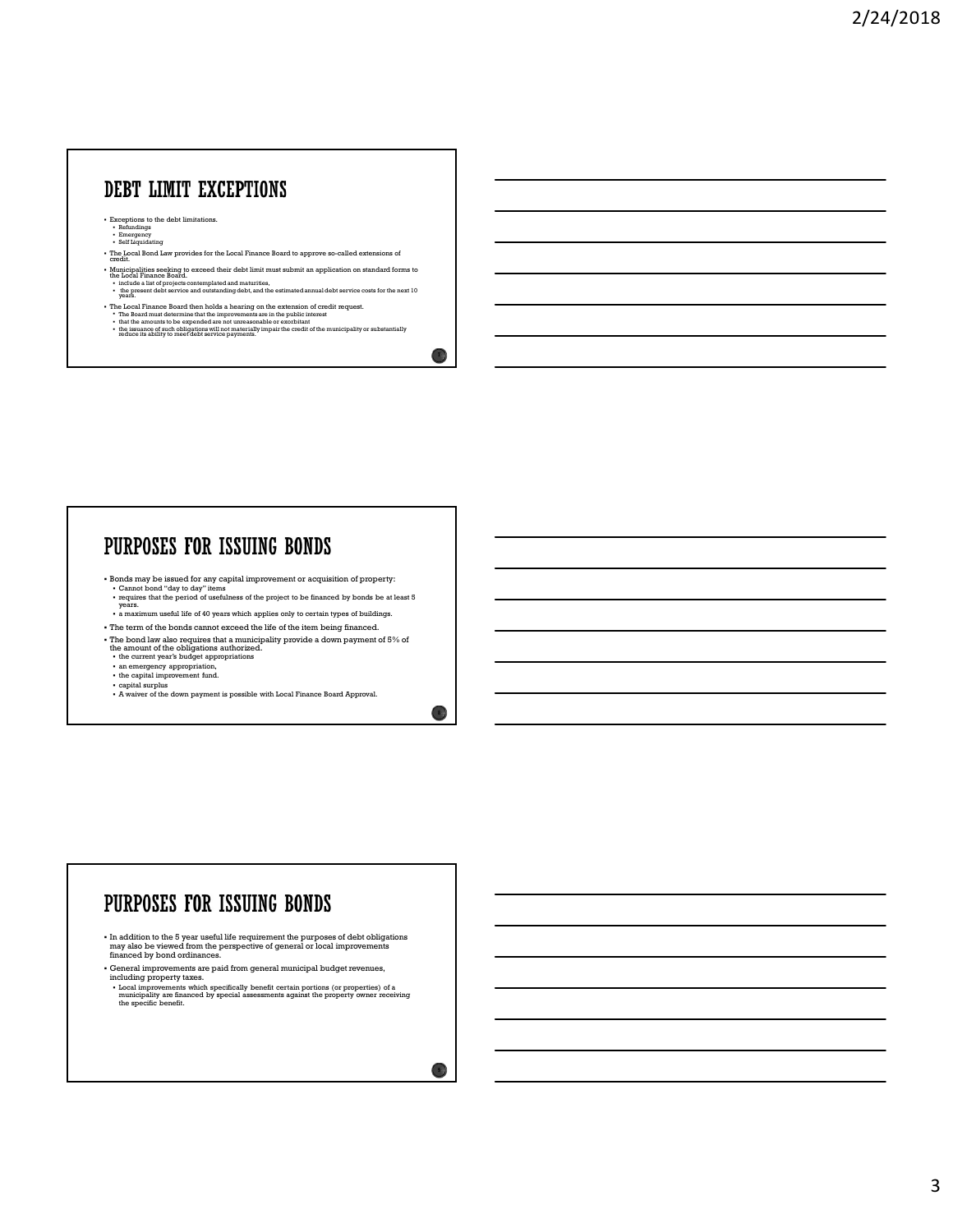## DEBT LIMIT EXCEPTIONS

- Exceptions to the debt limitations.
  - Refundings
  - Emergency
  - Self Liquidating
- The Local Bond Law provides for the Local Finance Board to approve so-called extensions of credit.
- Municipalities seeking to exceed their debt limit must submit an application on standard forms to the Local Finance Board.
  - include a list of projects contemplated and maturities,
  - the present debt service and outstanding debt, and the estimated annual debt service costs for the next 10 years.
- The Local Finance Board then holds a hearing on the extension of credit request.
  - The Board must determine that the improvements are in the public interest
  - that the amounts to be expended are not unreasonable or exorbitant
  - the issuance of such obligations will not materially impair the credit of the municipality or substantially reduce its ability to meet debt service payments.

## PURPOSES FOR ISSUING BONDS

- Bonds may be issued for any capital improvement or acquisition of property:
  - Cannot bond "day to day" items
  - requires that the period of usefulness of the project to be financed by bonds be at least 5 years.
  - a maximum useful life of 40 years which applies only to certain types of buildings.
- The term of the bonds cannot exceed the life of the item being financed.
- The bond law also requires that a municipality provide a down payment of 5% of the amount of the obligations authorized.
  - the current year's budget appropriations
  - an emergency appropriation,
  - the capital improvement fund.
  - capital surplus
  - A waiver of the down payment is possible with Local Finance Board Approval.

## PURPOSES FOR ISSUING BONDS

- In addition to the 5 year useful life requirement the purposes of debt obligations may also be viewed from the perspective of general or local improvements financed by bond ordinances.
- General improvements are paid from general municipal budget revenues, including property taxes.
  - Local improvements which specifically benefit certain portions (or properties) of a municipality are financed by special assessments against the property owner receiving the specific benefit.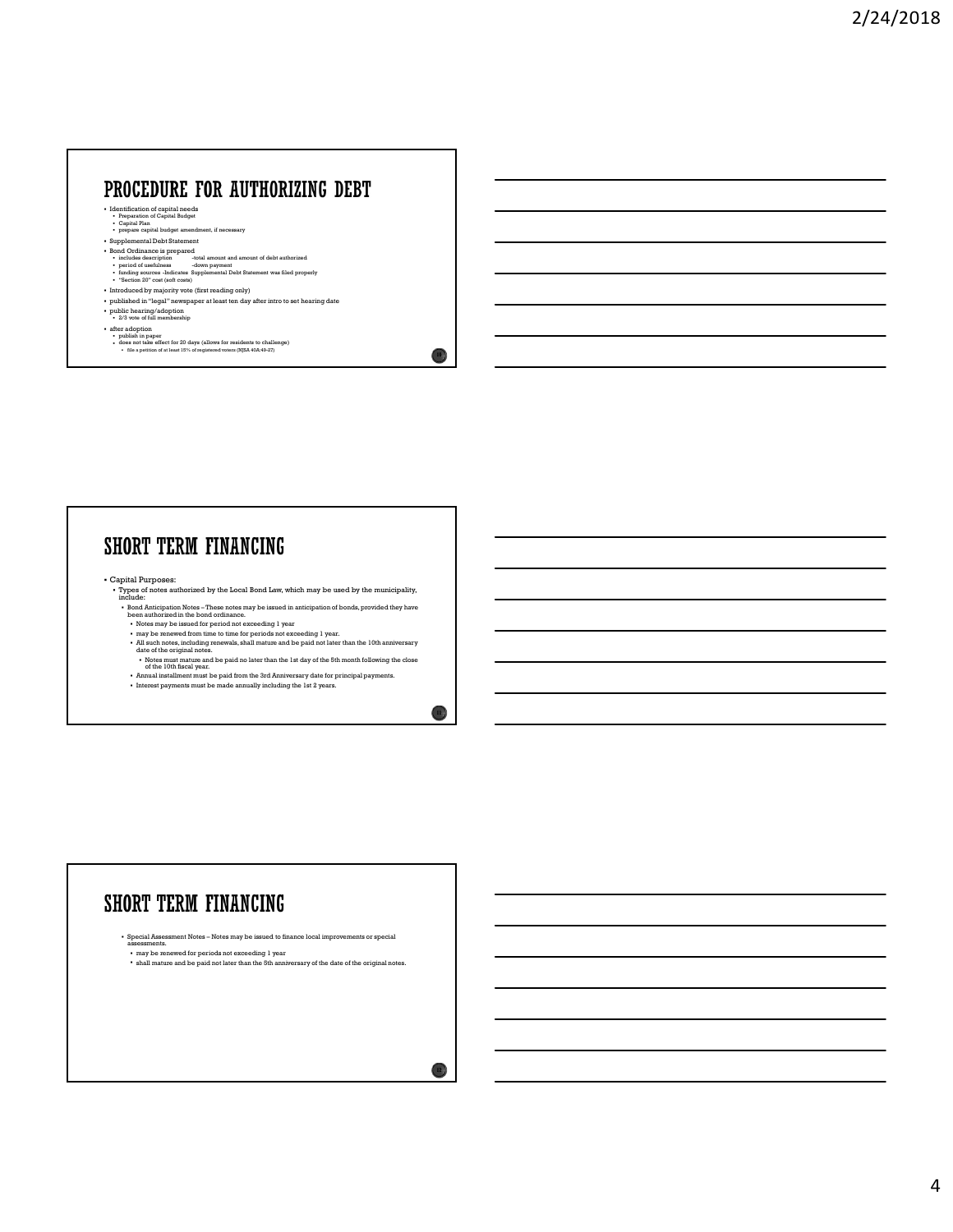## PROCEDURE FOR AUTHORIZING DEBT

- Identification of capital needs
  - Preparation of Capital Budget
  - Capital Plan
  - prepare capital budget amendment, if necessary
- Supplemental Debt Statement
- Bond Ordinance is prepared
  - includes description -total amount and amount of debt authorized
  - period of usefulness -down payment
  - funding sources -Indicates Supplemental Debt Statement was filed properly
  - "Section 20" cost (soft costs)
- Introduced by majority vote (first reading only)
- published in "legal" newspaper at least ten day after intro to set hearing date
- public hearing/adoption
  - 2/3 vote of full membership
- after adoption
  - publish in paper
  - does not take effect for 20 days (allows for residents to challenge)
    - file a petition of at least 15% of registered voters (NJSA 40A:49-27)

## SHORT TERM FINANCING

- Capital Purposes:
  - Types of notes authorized by the Local Bond Law, which may be used by the municipality, include:
    - Bond Anticipation Notes – These notes may be issued in anticipation of bonds, provided they have been authorized in the bond ordinance.
      - Notes may be issued for period not exceeding 1 year
      - may be renewed from time to time for periods not exceeding 1 year.
      - All such notes, including renewals, shall mature and be paid not later than the 10th anniversary date of the original notes.
        - Notes must mature and be paid no later than the 1st day of the 5th month following the close of the 10th fiscal year.
      - Annual installment must be paid from the 3rd Anniversary date for principal payments.
      - Interest payments must be made annually including the 1st 2 years.

## SHORT TERM FINANCING

- Special Assessment Notes – Notes may be issued to finance local improvements or special assessments.
  - may be renewed for periods not exceeding 1 year
  - shall mature and be paid not later than the 5th anniversary of the date of the original notes.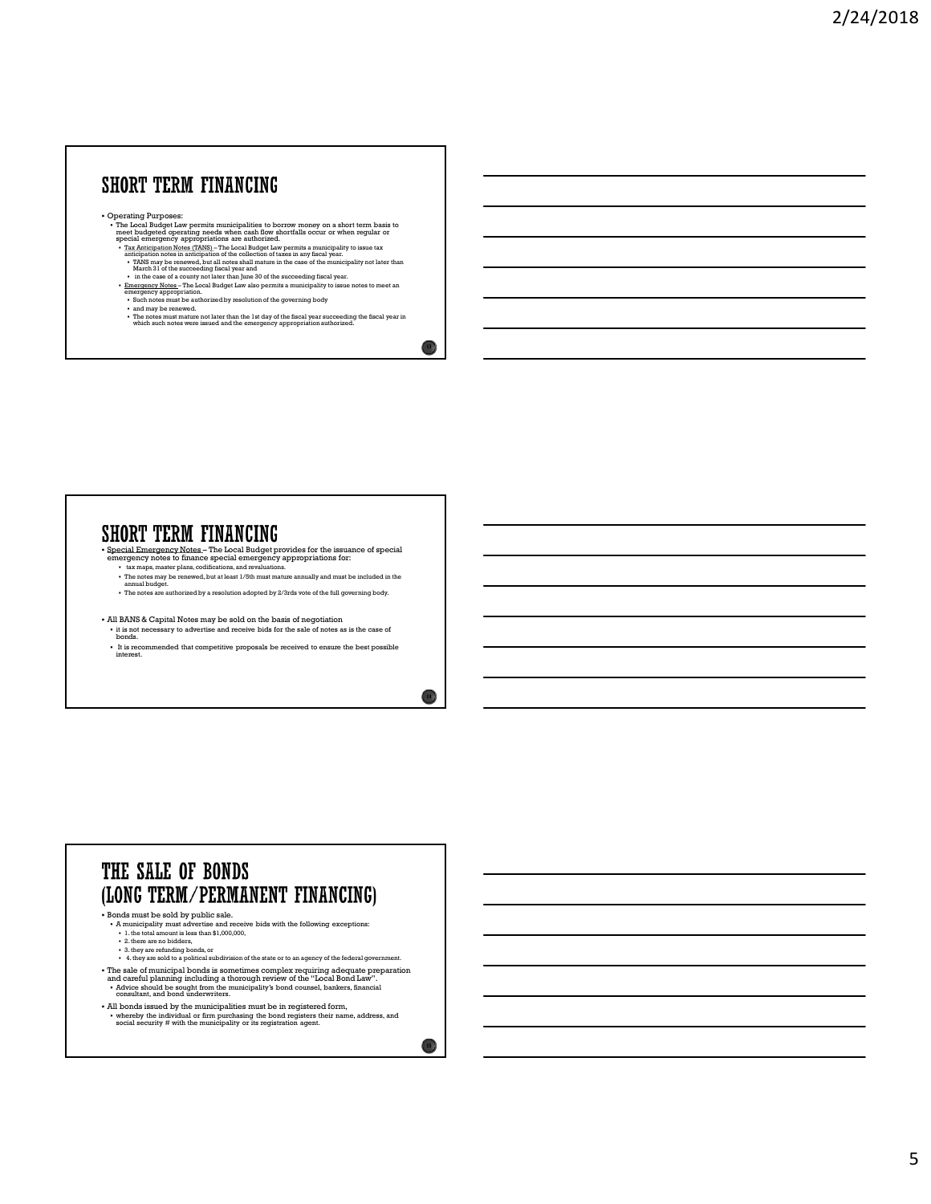## SHORT TERM FINANCING

- Operating Purposes:
  - The Local Budget Law permits municipalities to borrow money on a short term basis to meet budgeted operating needs when cash flow shortfalls occur or when regular or special emergency appropriations are authorized.
    - Tax Anticipation Notes (TANS) – The Local Budget Law permits a municipality to issue tax anticipation notes in anticipation of the collection of taxes in any fiscal year.
      - TANS may be renewed, but all notes shall mature in the case of the municipality not later than March 31 of the succeeding fiscal year and
      - in the case of a county not later than June 30 of the succeeding fiscal year.
    - Emergency Notes – The Local Budget Law also permits a municipality to issue notes to meet an emergency appropriation.
      - Such notes must be authorized by resolution of the governing body
      - and may be renewed.
      - The notes must mature not later than the 1st day of the fiscal year succeeding the fiscal year in which such notes were issued and the emergency appropriation authorized.

## SHORT TERM FINANCING

- Special Emergency Notes – The Local Budget provides for the issuance of special emergency notes to finance special emergency appropriations for:
  - tax maps, master plans, codifications, and revaluations.
  - The notes may be renewed, but at least 1/5th must mature annually and must be included in the annual budget.
  - The notes are authorized by a resolution adopted by 2/3rds vote of the full governing body.

- All BANS & Capital Notes may be sold on the basis of negotiation
  - it is not necessary to advertise and receive bids for the sale of notes as is the case of bonds.
  - It is recommended that competitive proposals be received to ensure the best possible interest.

## THE SALE OF BONDS (LONG TERM/PERMANENT FINANCING)

- Bonds must be sold by public sale.
  - A municipality must advertise and receive bids with the following exceptions:
    - 1. the total amount is less than $1,000,000,
    - 2. there are no bidders,
    - 3. they are refunding bonds, or
    - 4. they are sold to a political subdivision of the state or to an agency of the federal government.
- The sale of municipal bonds is sometimes complex requiring adequate preparation and careful planning including a thorough review of the "Local Bond Law".
  - Advice should be sought from the municipality's bond counsel, bankers, financial consultant, and bond underwriters.
- All bonds issued by the municipalities must be in registered form,
  - whereby the individual or firm purchasing the bond registers their name, address, and social security # with the municipality or its registration agent.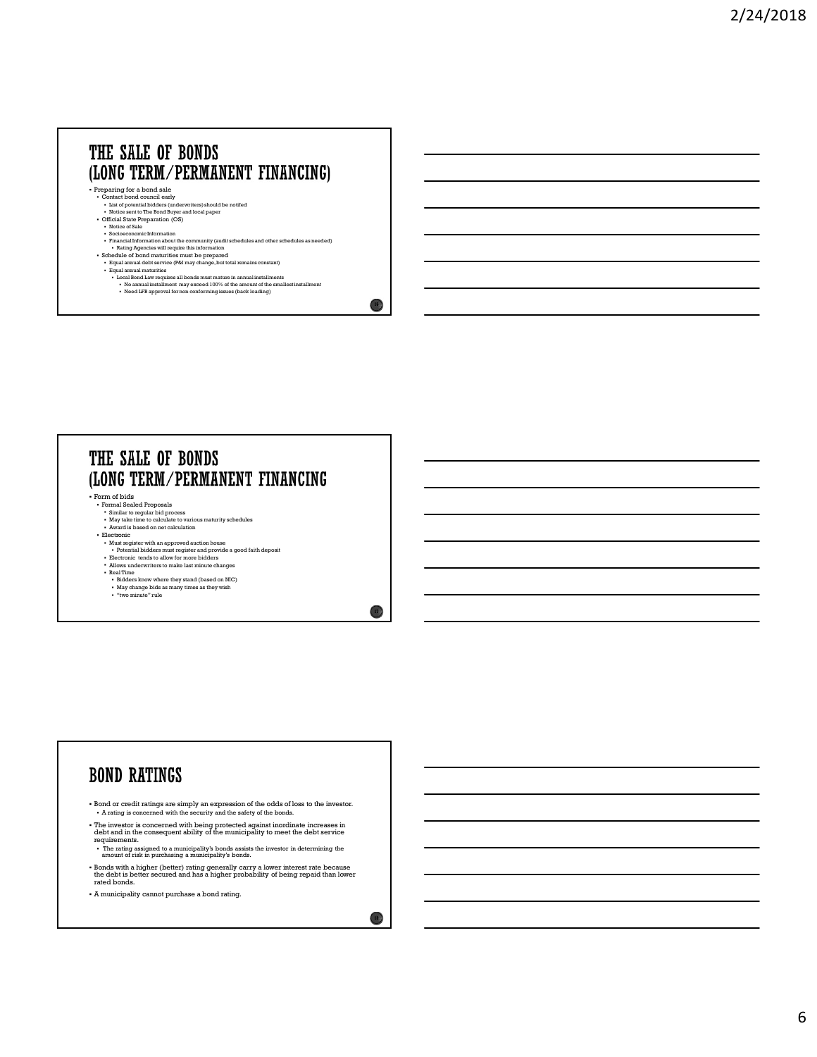## THE SALE OF BONDS (LONG TERM/PERMANENT FINANCING)

- Preparing for a bond sale
  - Contact bond council early
    - List of potential bidders (underwriters) should be notifed
    - Notice sent to The Bond Buyer and local paper
  - Official State Preparation (OS)
    - Notice of Sale
    - Socioeconomic Information
    - Financial Information about the community (audit schedules and other schedules as needed)
      - Rating Agencies will require this information
  - Schedule of bond maturities must be prepared
    - Equal annual debt service (P&I may change, but total remains constant)
    - Equal annual maturities
      - Local Bond Law requires all bonds must mature in annual installments
        - No annual installment may exceed 100% of the amount of the smallest installment
        - Need LFB approval for non conforming issues (back loading)

## THE SALE OF BONDS (LONG TERM/PERMANENT FINANCING

- Form of bids
  - Formal Sealed Proposals
    - Similar to regular bid process
    - May take time to calculate to various maturity schedules
    - Award is based on net calculation
  - Electronic
    - Must register with an approved auction house
      - Potential bidders must register and provide a good faith deposit
    - Electronic tends to allow for more bidders
    - Allows underwriters to make last minute changes
    - Real Time
      - Bidders know where they stand (based on NIC)
      - May change bids as many times as they wish
      - "two minute" rule

## BOND RATINGS

- Bond or credit ratings are simply an expression of the odds of loss to the investor.
  - A rating is concerned with the security and the safety of the bonds.
- The investor is concerned with being protected against inordinate increases in debt and in the consequent ability of the municipality to meet the debt service requirements.
  - The rating assigned to a municipality's bonds assists the investor in determining the amount of risk in purchasing a municipality's bonds.
- Bonds with a higher (better) rating generally carry a lower interest rate because the debt is better secured and has a higher probability of being repaid than lower rated bonds.
- A municipality cannot purchase a bond rating.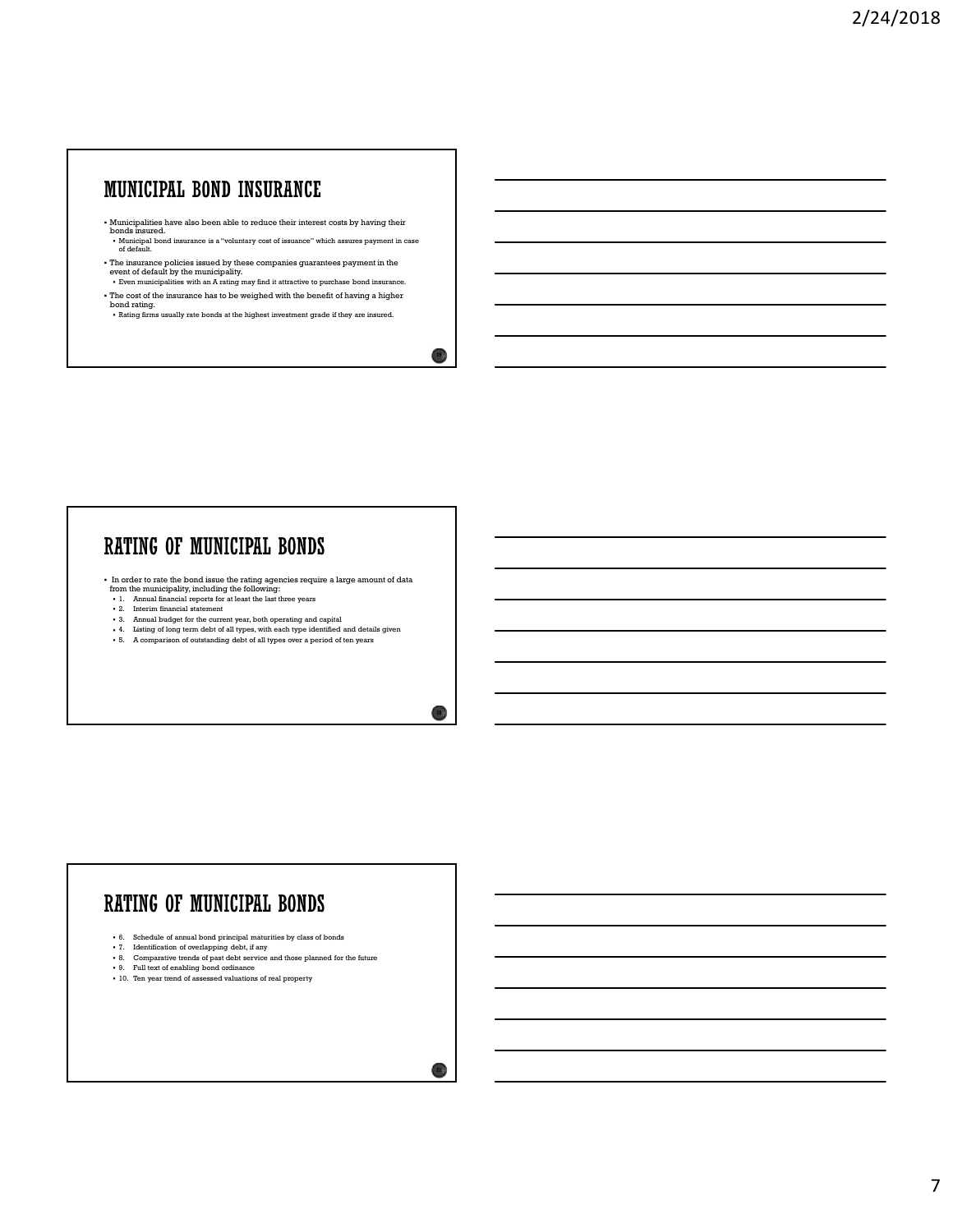## MUNICIPAL BOND INSURANCE

- Municipalities have also been able to reduce their interest costs by having their bonds insured.
  - Municipal bond insurance is a "voluntary cost of issuance" which assures payment in case of default.
- The insurance policies issued by these companies guarantees payment in the event of default by the municipality.
  - Even municipalities with an A rating may find it attractive to purchase bond insurance.
- The cost of the insurance has to be weighed with the benefit of having a higher bond rating.
  - Rating firms usually rate bonds at the highest investment grade if they are insured.

## RATING OF MUNICIPAL BONDS

- In order to rate the bond issue the rating agencies require a large amount of data from the municipality, including the following:
  - 1. Annual financial reports for at least the last three years
  - 2. Interim financial statement
  - 3. Annual budget for the current year, both operating and capital
  - 4. Listing of long term debt of all types, with each type identified and details given
  - 5. A comparison of outstanding debt of all types over a period of ten years

## RATING OF MUNICIPAL BONDS

- 6. Schedule of annual bond principal maturities by class of bonds
- 7. Identification of overlapping debt, if any
- 8. Comparative trends of past debt service and those planned for the future
- 9. Full text of enabling bond ordinance
- 10. Ten year trend of assessed valuations of real property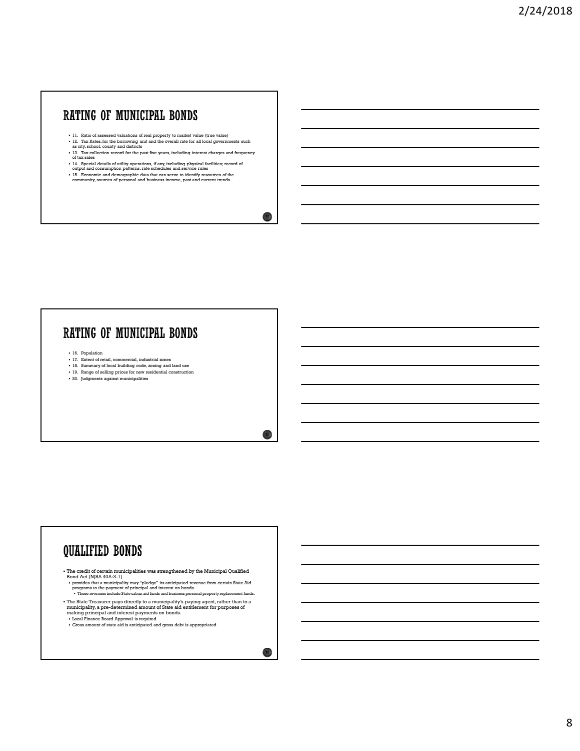## RATING OF MUNICIPAL BONDS

- 11. Ratio of assessed valuations of real property to market value (true value)
- 12. Tax Rates, for the borrowing unit and the overall rate for all local governments such as city, school, county and districts
- 13. Tax collection record for the past five years, including interest charges and frequency of tax sales
- 14. Special details of utility operations, if any, including physical facilities; record of output and consumption patterns, rate schedules and service rules
- 15. Economic and demographic data that can serve to identify resources of the community, sources of personal and business income, past and current trends

## RATING OF MUNICIPAL BONDS

- 16. Population
- 17. Extent of retail, commercial, industrial zones
- 18. Summary of local building code, zoning and land use
- 19. Range of selling prices for new residential construction
- 20. Judgments against municipalities

## QUALIFIED BONDS

- The credit of certain municipalities was strengthened by the Municipal Qualified Bond Act (NJSA 40A:3-1)
  - provides that a municipality may "pledge" its anticipated revenue from certain State Aid programs to the payment of principal and interest on bonds.
    - These revenues include State urban aid funds and business personal property replacement funds.
- The State Treasurer pays directly to a municipality's paying agent, rather than to a municipality, a pre-determined amount of State aid entitlement for purposes of making principal and interest payments on bonds.
  - Local Finance Board Approval is required
  - Gross amount of state aid is anticipated and gross debt is appropriated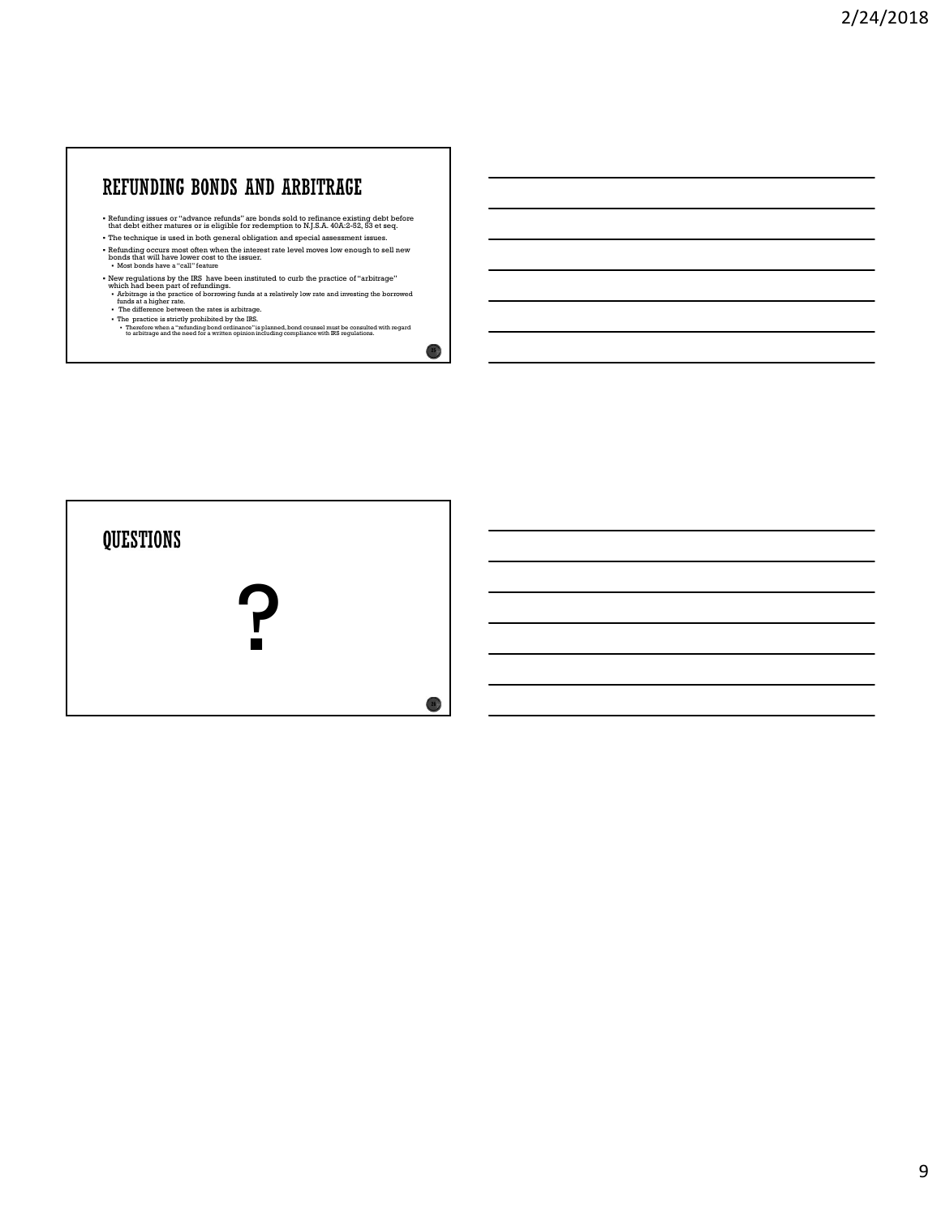## REFUNDING BONDS AND ARBITRAGE

- Refunding issues or "advance refunds" are bonds sold to refinance existing debt before that debt either matures or is eligible for redemption to N.J.S.A. 40A:2-52, 53 et seq.
- The technique is used in both general obligation and special assessment issues.
- Refunding occurs most often when the interest rate level moves low enough to sell new bonds that will have lower cost to the issuer.
  - Most bonds have a "call" feature
- New regulations by the IRS have been instituted to curb the practice of "arbitrage" which had been part of refundings.
  - Arbitrage is the practice of borrowing funds at a relatively low rate and investing the borrowed funds at a higher rate.
  - The difference between the rates is arbitrage.
  - The practice is strictly prohibited by the IRS.
    - Therefore when a "refunding bond ordinance" is planned, bond counsel must be consulted with regard to arbitrage and the need for a written opinion including compliance with IRS regulations.

## QUESTIONS

?